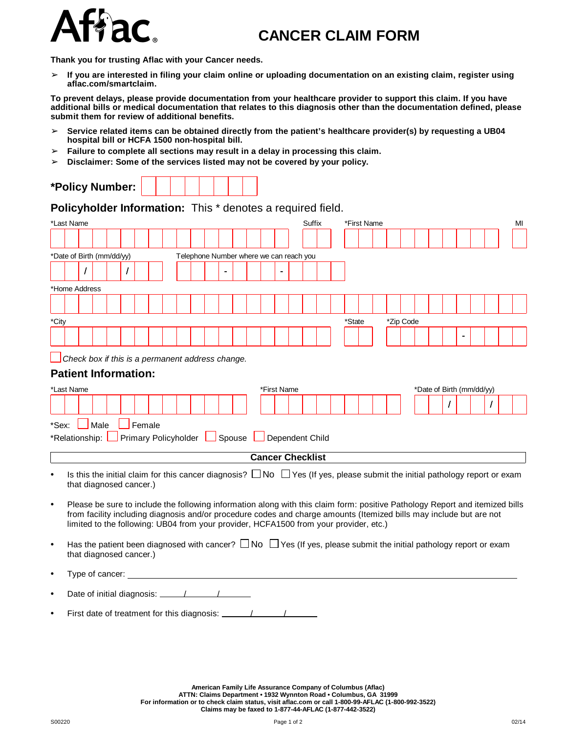# Aflac

# CANCER CLAIM FORM

**Thank you for trusting Aflac with your Cancer needs.**

- **If you are interested in filing your claim online or uploading documentation on an existing claim, register using aflac.com/smartclaim.**

**To prevent delays, please provide documentation from your healthcare provider to support this claim. If you have additional bills or medical documentation that relates to this diagnosis other than the documentation defined, please submit them for review of additional benefits.**

- **Service related items can be obtained directly from the patient's healthcare provider(s) by requesting a UB04 hospital bill or HCFA 1500 non-hospital bill.**
- **Failure to complete all sections may result in a delay in processing this claim.**
- **Disclaimer: Some of the services listed may not be covered by your policy.**

**\*Policy Number:** ____________

## Policyholder Information: This * denotes a required field.

*Last Name ____________ Suffix ____ *First Name ____________ MI ____

*Date of Birth (mm/dd/yy) ___ / ___ / ___ Telephone Number where we can reach you ___ - ___ - ____

*Home Address ____________________________

*City ____________ *State ____ *Zip Code _____ - ____

☐ *Check box if this is a permanent address change.*

## Patient Information:

*Last Name ____________ *First Name ____________ *Date of Birth (mm/dd/yy) ___ / ___ / ___

*Sex: ☐ Male ☐ Female

*Relationship: ☐ Primary Policyholder ☐ Spouse ☐ Dependent Child

## Cancer Checklist

- Is this the initial claim for this cancer diagnosis? ☐ No ☐ Yes (If yes, please submit the initial pathology report or exam that diagnosed cancer.)
- Please be sure to include the following information along with this claim form: positive Pathology Report and itemized bills from facility including diagnosis and/or procedure codes and charge amounts (Itemized bills may include but are not limited to the following: UB04 from your provider, HCFA1500 from your provider, etc.)
- Has the patient been diagnosed with cancer? ☐ No ☐ Yes (If yes, please submit the initial pathology report or exam that diagnosed cancer.)
- Type of cancer: ____________________________
- Date of initial diagnosis: ____ / ____ / ____
- First date of treatment for this diagnosis: ____ / ____ / ____

**American Family Life Assurance Company of Columbus (Aflac)**
**ATTN: Claims Department • 1932 Wynnton Road • Columbus, GA 31999**
**For information or to check claim status, visit aflac.com or call 1-800-99-AFLAC (1-800-992-3522)**
**Claims may be faxed to 1-877-44-AFLAC (1-877-442-3522)**

S00220 02/14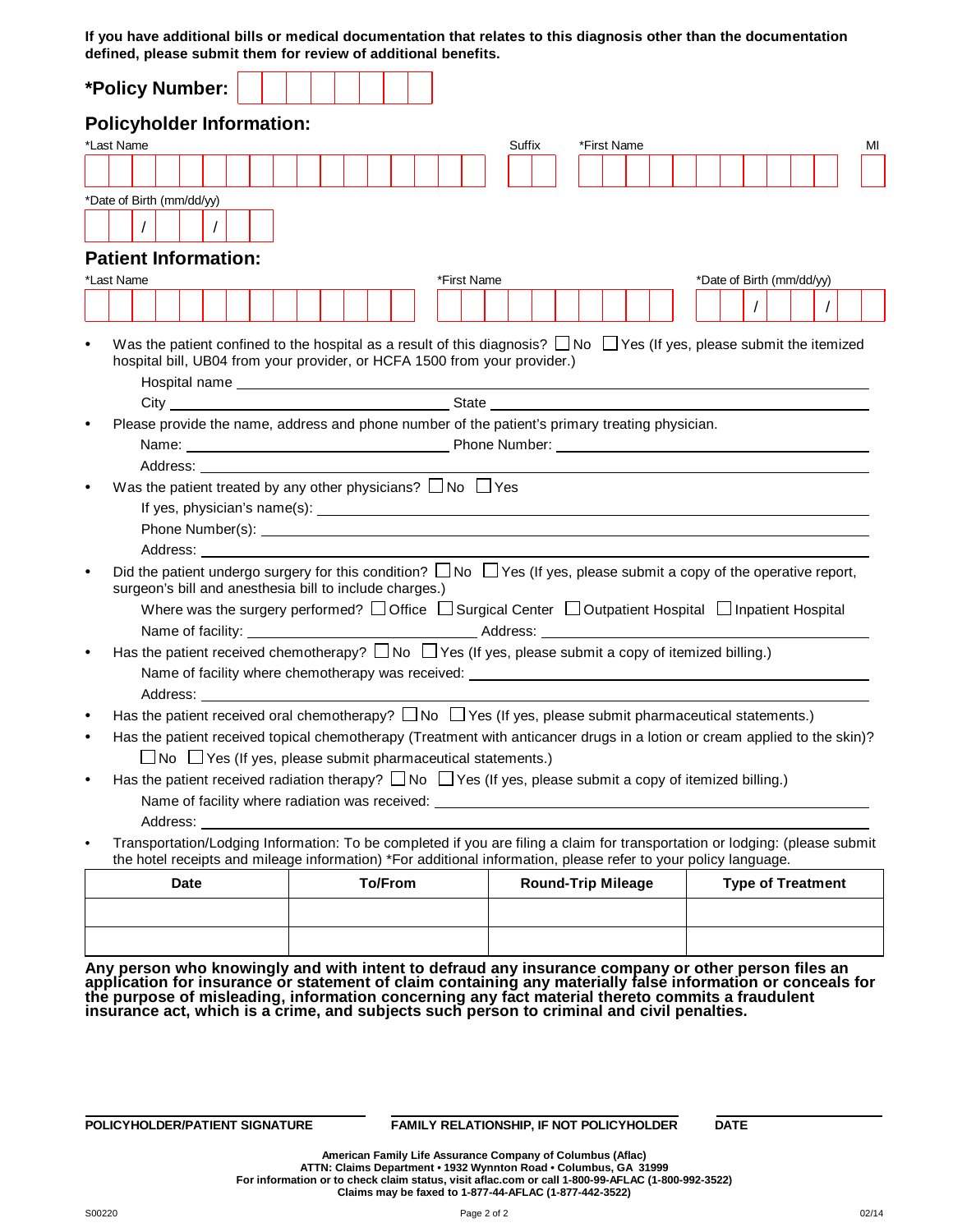**If you have additional bills or medical documentation that relates to this diagnosis other than the documentation defined, please submit them for review of additional benefits.**

## *Policy Number:

## Policyholder Information:

*Last Name | Suffix | *First Name | MI

*Date of Birth (mm/dd/yy) / /

## Patient Information:

*Last Name | *First Name | *Date of Birth (mm/dd/yy) / /

- Was the patient confined to the hospital as a result of this diagnosis? ☐ No ☐ Yes (If yes, please submit the itemized hospital bill, UB04 from your provider, or HCFA 1500 from your provider.)
  Hospital name
  City State
- Please provide the name, address and phone number of the patient's primary treating physician.
  Name: Phone Number:
  Address:
- Was the patient treated by any other physicians? ☐ No ☐ Yes
  If yes, physician's name(s):
  Phone Number(s):
  Address:
- Did the patient undergo surgery for this condition? ☐ No ☐ Yes (If yes, please submit a copy of the operative report, surgeon's bill and anesthesia bill to include charges.)
  Where was the surgery performed? ☐ Office ☐ Surgical Center ☐ Outpatient Hospital ☐ Inpatient Hospital
  Name of facility: Address:
- Has the patient received chemotherapy? ☐ No ☐ Yes (If yes, please submit a copy of itemized billing.)
  Name of facility where chemotherapy was received:
  Address:
- Has the patient received oral chemotherapy? ☐ No ☐ Yes (If yes, please submit pharmaceutical statements.)
- Has the patient received topical chemotherapy (Treatment with anticancer drugs in a lotion or cream applied to the skin)?
  ☐ No ☐ Yes (If yes, please submit pharmaceutical statements.)
- Has the patient received radiation therapy? ☐ No ☐ Yes (If yes, please submit a copy of itemized billing.)
  Name of facility where radiation was received:
  Address:
- Transportation/Lodging Information: To be completed if you are filing a claim for transportation or lodging: (please submit the hotel receipts and mileage information) *For additional information, please refer to your policy language.

| Date | To/From | Round-Trip Mileage | Type of Treatment |
|---|---|---|---|
| | | | |
| | | | |

**Any person who knowingly and with intent to defraud any insurance company or other person files an application for insurance or statement of claim containing any materially false information or conceals for the purpose of misleading, information concerning any fact material thereto commits a fraudulent insurance act, which is a crime, and subjects such person to criminal and civil penalties.**

**POLICYHOLDER/PATIENT SIGNATURE** | **FAMILY RELATIONSHIP, IF NOT POLICYHOLDER** | **DATE**

**American Family Life Assurance Company of Columbus (Aflac)**
**ATTN: Claims Department • 1932 Wynnton Road • Columbus, GA 31999**
**For information or to check claim status, visit aflac.com or call 1-800-99-AFLAC (1-800-992-3522)**
**Claims may be faxed to 1-877-44-AFLAC (1-877-442-3522)**

S00220 02/14